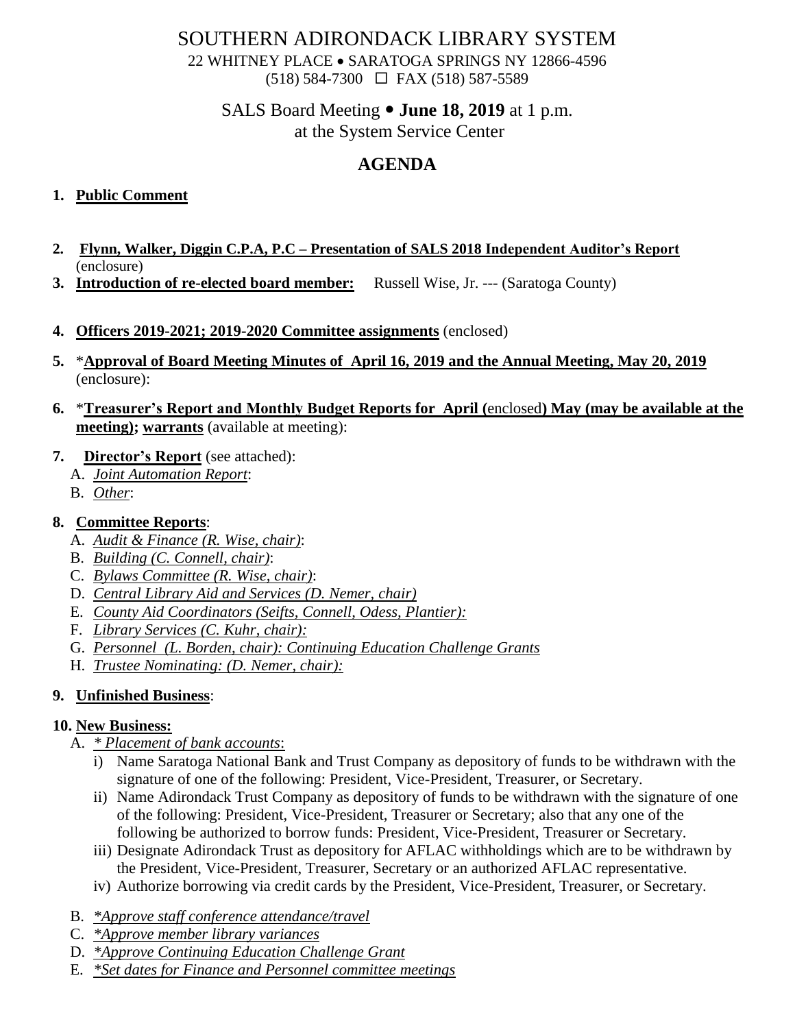# SOUTHERN ADIRONDACK LIBRARY SYSTEM

22 WHITNEY PLACE • SARATOGA SPRINGS NY 12866-4596
(518) 584-7300 ☐ FAX (518) 587-5589

SALS Board Meeting • **June 18, 2019** at 1 p.m.
at the System Service Center

## AGENDA

1. **Public Comment**

2. **Flynn, Walker, Diggin C.P.A, P.C – Presentation of SALS 2018 Independent Auditor's Report** (enclosure)
3. **Introduction of re-elected board member:** Russell Wise, Jr. --- (Saratoga County)

4. **Officers 2019-2021; 2019-2020 Committee assignments** (enclosed)

5. \***Approval of Board Meeting Minutes of April 16, 2019 and the Annual Meeting, May 20, 2019** (enclosure):

6. \***Treasurer's Report and Monthly Budget Reports for April (**enclosed**) May (may be available at the meeting); warrants** (available at meeting):

7. **Director's Report** (see attached):
   - A. *Joint Automation Report*:
   - B. *Other*:

8. **Committee Reports**:
   - A. *Audit & Finance (R. Wise, chair)*:
   - B. *Building (C. Connell, chair)*:
   - C. *Bylaws Committee (R. Wise, chair)*:
   - D. *Central Library Aid and Services (D. Nemer, chair)*
   - E. *County Aid Coordinators (Seifts, Connell, Odess, Plantier):*
   - F. *Library Services (C. Kuhr, chair):*
   - G. *Personnel (L. Borden, chair): Continuing Education Challenge Grants*
   - H. *Trustee Nominating: (D. Nemer, chair):*

9. **Unfinished Business**:

10. **New Business:**
    - A. *\* Placement of bank accounts*:
      - i) Name Saratoga National Bank and Trust Company as depository of funds to be withdrawn with the signature of one of the following: President, Vice-President, Treasurer, or Secretary.
      - ii) Name Adirondack Trust Company as depository of funds to be withdrawn with the signature of one of the following: President, Vice-President, Treasurer or Secretary; also that any one of the following be authorized to borrow funds: President, Vice-President, Treasurer or Secretary.
      - iii) Designate Adirondack Trust as depository for AFLAC withholdings which are to be withdrawn by the President, Vice-President, Treasurer, Secretary or an authorized AFLAC representative.
      - iv) Authorize borrowing via credit cards by the President, Vice-President, Treasurer, or Secretary.
    - B. *\*Approve staff conference attendance/travel*
    - C. *\*Approve member library variances*
    - D. *\*Approve Continuing Education Challenge Grant*
    - E. *\*Set dates for Finance and Personnel committee meetings*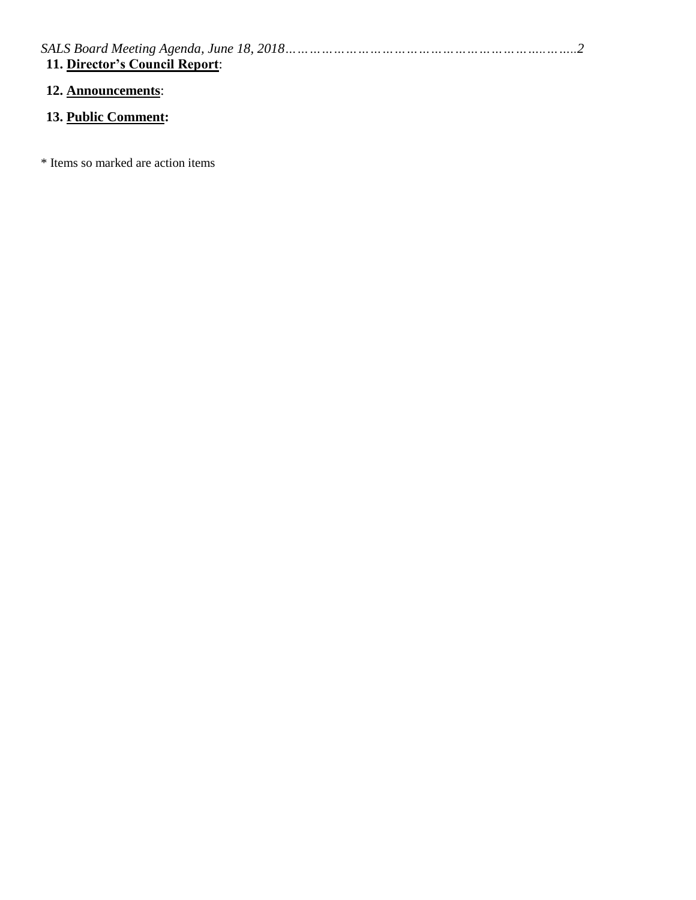11. **Director's Council Report**:

12. **Announcements**:

13. **Public Comment:**

* Items so marked are action items